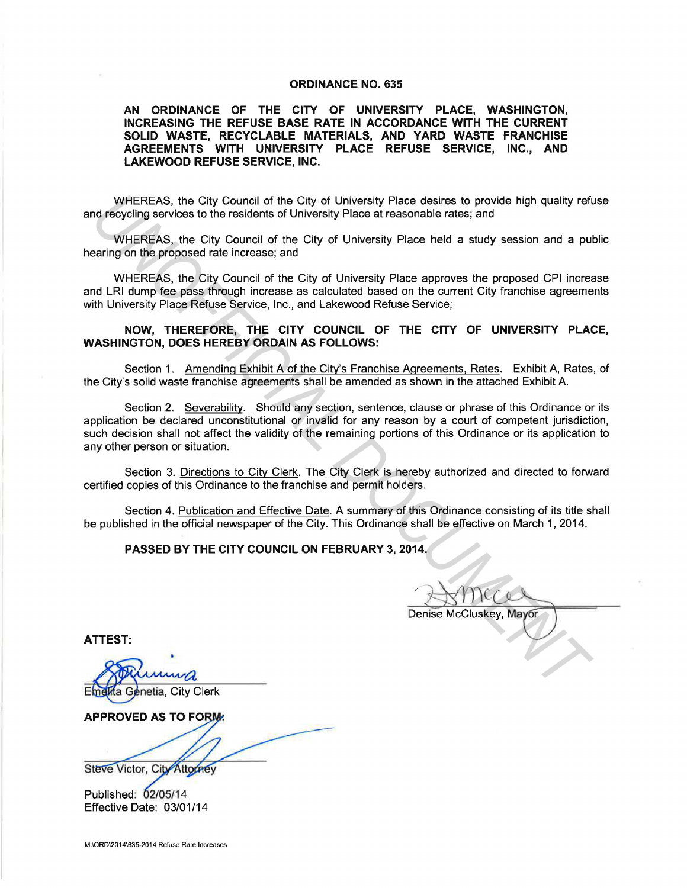# ORDINANCE NO. 635

**AN ORDINANCE OF THE CITY OF UNIVERSITY PLACE, WASHINGTON, INCREASING THE REFUSE BASE RATE IN ACCORDANCE WITH THE CURRENT SOLID WASTE, RECYCLABLE MATERIALS, AND YARD WASTE FRANCHISE AGREEMENTS WITH UNIVERSITY PLACE REFUSE SERVICE, INC., AND LAKEWOOD REFUSE SERVICE, INC.**

WHEREAS, the City Council of the City of University Place desires to provide high quality refuse and recycling services to the residents of University Place at reasonable rates; and

WHEREAS, the City Council of the City of University Place held a study session and a public hearing on the proposed rate increase; and

WHEREAS, the City Council of the City of University Place approves the proposed CPI increase and LRI dump fee pass through increase as calculated based on the current City franchise agreements with University Place Refuse Service, Inc., and Lakewood Refuse Service;

**NOW, THEREFORE, THE CITY COUNCIL OF THE CITY OF UNIVERSITY PLACE, WASHINGTON, DOES HEREBY ORDAIN AS FOLLOWS:**

Section 1. Amending Exhibit A of the City's Franchise Agreements, Rates. Exhibit A, Rates, of the City's solid waste franchise agreements shall be amended as shown in the attached Exhibit A.

Section 2. Severability. Should any section, sentence, clause or phrase of this Ordinance or its application be declared unconstitutional or invalid for any reason by a court of competent jurisdiction, such decision shall not affect the validity of the remaining portions of this Ordinance or its application to any other person or situation.

Section 3. Directions to City Clerk. The City Clerk is hereby authorized and directed to forward certified copies of this Ordinance to the franchise and permit holders.

Section 4. Publication and Effective Date. A summary of this Ordinance consisting of its title shall be published in the official newspaper of the City. This Ordinance shall be effective on March 1, 2014.

**PASSED BY THE CITY COUNCIL ON FEBRUARY 3, 2014.**

Denise McCluskey, Mayor

**ATTEST:**

Emelita Genetia, City Clerk

**APPROVED AS TO FORM:**

Steve Victor, City Attorney

Published: 02/05/14
Effective Date: 03/01/14

M:\ORD\2014\635-2014 Refuse Rate Increases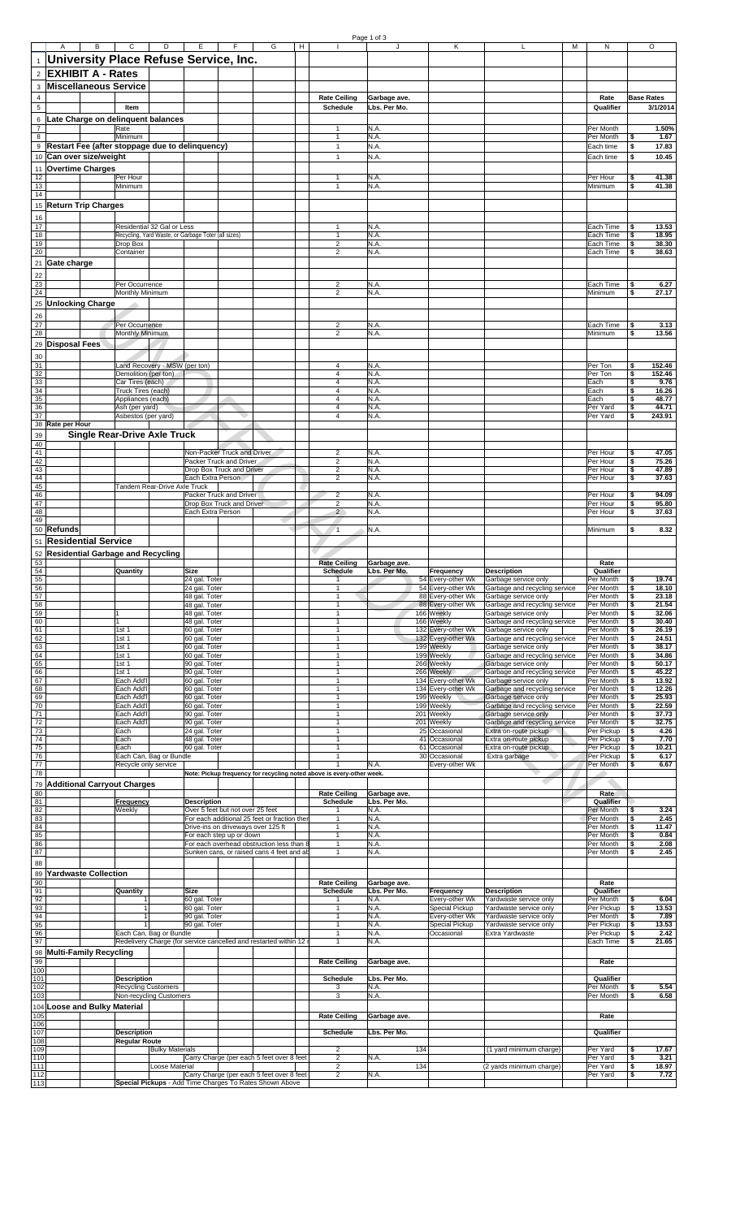# University Place Refuse Service, Inc.

## EXHIBIT A - Rates

### Miscellaneous Service

| Item | | Rate Ceiling Schedule | Garbage ave. Lbs. Per Mo. | Rate Qualifier | Base Rates 3/1/2014 |
|---|---|---|---|---|---|
| **Late Charge on delinquent balances** | | | | | |
| | Rate | 1 | N.A. | Per Month | 1.50% |
| | Minimum | 1 | N.A. | Per Month | $ 1.67 |
| **Restart Fee (after stoppage due to delinquency)** | | 1 | N.A. | Each time | $ 17.83 |
| **Can over size/weight** | | 1 | N.A. | Each time | $ 10.45 |
| **Overtime Charges** | | | | | |
| | Per Hour | 1 | N.A. | Per Hour | $ 41.38 |
| | Minimum | 1 | N.A. | Minimum | $ 41.38 |
| **Return Trip Charges** | | | | | |
| | Residential 32 Gal or Less | 1 | N.A. | Each Time | $ 13.53 |
| | Recycling, Yard Waste, or Garbage Toter (all sizes) | 1 | N.A. | Each Time | $ 18.95 |
| | Drop Box | 2 | N.A. | Each Time | $ 38.30 |
| | Container | 2 | N.A. | Each Time | $ 38.63 |
| **Gate charge** | | | | | |
| | Per Occurrence | 2 | N.A. | Each Time | $ 6.27 |
| | Monthly Minimum | 2 | N.A. | Minimum | $ 27.17 |
| **Unlocking Charge** | | | | | |
| | Per Occurrence | 2 | N.A. | Each Time | $ 3.13 |
| | Monthly Minimum | 2 | N.A. | Minimum | $ 13.56 |
| **Disposal Fees** | | | | | |
| | Land Recovery - MSW (per ton) | 4 | N.A. | Per Ton | $ 152.46 |
| | Demolition (per ton) | 4 | N.A. | Per Ton | $ 152.46 |
| | Car Tires (each) | 4 | N.A. | Each | $ 9.76 |
| | Truck Tires (each) | 4 | N.A. | Each | $ 16.26 |
| | Appliances (each) | 4 | N.A. | Each | $ 48.77 |
| | Ash (per yard) | 4 | N.A. | Per Yard | $ 44.71 |
| | Asbestos (per yard) | 4 | N.A. | Per Yard | $ 243.91 |
| **Rate per Hour** | | | | | |
| **Single Rear-Drive Axle Truck** | | | | | |
| | Non-Packer Truck and Driver | 2 | N.A. | Per Hour | $ 47.05 |
| | Packer Truck and Driver | 2 | N.A. | Per Hour | $ 75.26 |
| | Drop Box Truck and Driver | 2 | N.A. | Per Hour | $ 47.89 |
| | Each Extra Person | 2 | N.A. | Per Hour | $ 37.63 |
| Tandem Rear-Drive Axle Truck | | | | | |
| | Packer Truck and Driver | 2 | N.A. | Per Hour | $ 94.09 |
| | Drop Box Truck and Driver | 2 | N.A. | Per Hour | $ 95.80 |
| | Each Extra Person | 2 | N.A. | Per Hour | $ 37.63 |
| **Refunds** | | 1 | N.A. | Minimum | $ 8.32 |

### Residential Service

#### Residential Garbage and Recycling

| Quantity | Size | Rate Ceiling Schedule | Garbage ave. Lbs. Per Mo. | Frequency | Description | Rate Qualifier | |
|---|---|---|---|---|---|---|---|
| | 24 gal. Toter | 1 | 54 | Every-other Wk | Garbage service only | Per Month | $ 19.74 |
| | 24 gal. Toter | 1 | 54 | Every-other Wk | Garbage and recycling service | Per Month | $ 18.10 |
| | 48 gal. Toter | 1 | 88 | Every-other Wk | Garbage service only | Per Month | $ 23.18 |
| | 48 gal. Toter | 1 | 88 | Every-other Wk | Garbage and recycling service | Per Month | $ 21.54 |
| 1 | 48 gal. Toter | 1 | 166 | Weekly | Garbage service only | Per Month | $ 32.06 |
| 1 | 48 gal. Toter | 1 | 166 | Weekly | Garbage and recycling service | Per Month | $ 30.40 |
| 1st 1 | 60 gal. Toter | 1 | 132 | Every-other Wk | Garbage service only | Per Month | $ 26.19 |
| 1st 1 | 60 gal. Toter | 1 | 132 | Every-other Wk | Garbage and recycling service | Per Month | $ 24.51 |
| 1st 1 | 60 gal. Toter | 1 | 199 | Weekly | Garbage service only | Per Month | $ 38.17 |
| 1st 1 | 60 gal. Toter | 1 | 199 | Weekly | Garbage and recycling service | Per Month | $ 34.86 |
| 1st 1 | 90 gal. Toter | 1 | 266 | Weekly | Garbage service only | Per Month | $ 50.17 |
| 1st 1 | 90 gal. Toter | 1 | 266 | Weekly | Garbage and recycling service | Per Month | $ 45.22 |
| Each Add'l | 60 gal. Toter | 1 | 134 | Every-other Wk | Garbage service only | Per Month | $ 13.92 |
| Each Add'l | 60 gal. Toter | 1 | 134 | Every-other Wk | Garbage and recycling service | Per Month | $ 12.26 |
| Each Add'l | 60 gal. Toter | 1 | 199 | Weekly | Garbage service only | Per Month | $ 25.93 |
| Each Add'l | 60 gal. Toter | 1 | 199 | Weekly | Garbage and recycling service | Per Month | $ 22.59 |
| Each Add'l | 90 gal. Toter | 1 | 201 | Weekly | Garbage service only | Per Month | $ 37.73 |
| Each Add'l | 90 gal. Toter | 1 | 201 | Weekly | Garbage and recycling service | Per Month | $ 32.75 |
| Each | 24 gal. Toter | 1 | 25 | Occasional | Extra on-route pickup | Per Pickup | $ 4.26 |
| Each | 48 gal. Toter | 1 | 41 | Occasional | Extra on-route pickup | Per Pickup | $ 7.70 |
| Each | 60 gal. Toter | 1 | 61 | Occasional | Extra on-route pickup | Per Pickup | $ 10.21 |
| Each Can, Bag or Bundle | | 1 | 30 | Occasional | Extra garbage | Per Pickup | $ 6.17 |
| Recycle only service | | 1 | N.A. | Every-other Wk | | Per Month | $ 6.67 |

Note: Pickup frequency for recycling noted above is every-other week.

#### Additional Carryout Charges

| Frequency | Description | Rate Ceiling Schedule | Garbage ave. Lbs. Per Mo. | Rate Qualifier | |
|---|---|---|---|---|---|
| Weekly | Over 5 feet but not over 25 feet | 1 | N.A. | Per Month | $ 3.24 |
| | For each additional 25 feet or fraction ther | 1 | N.A. | Per Month | $ 2.45 |
| | Drive-ins on driveways over 125 ft | 1 | N.A. | Per Month | $ 11.47 |
| | For each step up or down | 1 | N.A. | Per Month | $ 0.84 |
| | For each overhead obstruction less than 8 | 1 | N.A. | Per Month | $ 2.08 |
| | Sunken cans, or raised cans 4 feet and at | 1 | N.A. | Per Month | $ 2.45 |

#### Yardwaste Collection

| Quantity | Size | Rate Ceiling Schedule | Garbage ave. Lbs. Per Mo. | Frequency | Description | Rate Qualifier | |
|---|---|---|---|---|---|---|---|
| 1 | 60 gal. Toter | 1 | N.A. | Every-other Wk | Yardwaste service only | Per Month | $ 6.04 |
| 1 | 60 gal. Toter | 1 | N.A. | Special Pickup | Yardwaste service only | Per Pickup | $ 13.53 |
| 1 | 90 gal. Toter | 1 | N.A. | Every-other Wk | Yardwaste service only | Per Month | $ 7.89 |
| 1 | 90 gal. Toter | 1 | N.A. | Special Pickup | Yardwaste service only | Per Pickup | $ 13.53 |
| Each Can, Bag or Bundle | | 1 | N.A. | Occasional | Extra Yardwaste | Per Pickup | $ 2.42 |
| Redelivery Charge (for service cancelled and restarted within 12 | | 1 | N.A. | | | Each Time | $ 21.65 |

#### Multi-Family Recycling

| Description | Rate Ceiling Schedule | Garbage ave. Lbs. Per Mo. | Rate Qualifier | |
|---|---|---|---|---|
| Recycling Customers | 3 | N.A. | Per Month | $ 5.54 |
| Non-recycling Customers | 3 | N.A. | Per Month | $ 6.58 |

#### Loose and Bulky Material

| Description | | Rate Ceiling Schedule | Garbage ave. Lbs. Per Mo. | | Rate Qualifier | |
|---|---|---|---|---|---|---|
| **Regular Route** | | | | | | |
| | Bulky Materials | 2 | 134 | (1 yard minimum charge) | Per Yard | $ 17.67 |
| | Carry Charge (per each 5 feet over 8 feet | 2 | N.A. | | Per Yard | $ 3.21 |
| | Loose Material | 2 | 134 | (2 yards minimum charge) | Per Yard | $ 18.97 |
| | Carry Charge (per each 5 feet over 8 feet | 2 | N.A. | | Per Yard | $ 7.72 |
| **Special Pickups** - Add Time Charges To Rates Shown Above | | | | | | |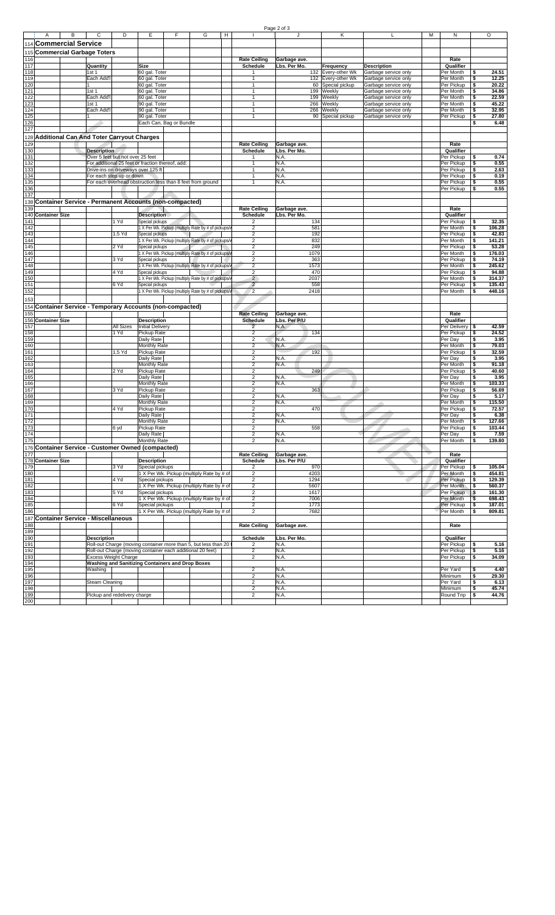## Commercial Service

### Commercial Garbage Toters

| Quantity | Size | Rate Ceiling Schedule | Garbage ave. Lbs. Per Mo. | Frequency | Description | Rate Qualifier | |
|---|---|---|---|---|---|---|---|
| 1st 1 | 60 gal. Toter | 1 | 132 | Every-other Wk | Garbage service only | Per Month | $ 24.51 |
| Each Add'l | 60 gal. Toter | 1 | 132 | Every-other Wk | Garbage service only | Per Month | $ 12.25 |
| 1 | 60 gal. Toter | 1 | 60 | Special pickup | Garbage service only | Per Pickup | $ 20.22 |
| 1st 1 | 60 gal. Toter | 1 | 199 | Weekly | Garbage service only | Per Month | $ 34.86 |
| Each Add'l | 60 gal. Toter | 1 | 199 | Weekly | Garbage service only | Per Month | $ 22.59 |
| 1st 1 | 90 gal. Toter | 1 | 266 | Weekly | Garbage service only | Per Month | $ 45.22 |
| Each Add'l | 90 gal. Toter | 1 | 266 | Weekly | Garbage service only | Per Month | $ 32.95 |
| 1 | 90 gal. Toter | 1 | 90 | Special pickup | Garbage service only | Per Pickup | $ 27.80 |
| | Each Can, Bag or Bundle | | | | | | $ 6.48 |

### Additional Can And Toter Carryout Charges

| Description | Rate Ceiling Schedule | Garbage ave. Lbs. Per Mo. | Rate Qualifier | |
|---|---|---|---|---|
| Over 5 feet but not over 25 feet | 1 | N.A. | Per Pickup | $ 0.74 |
| For additional 25 feet or fraction thereof, add: | 1 | N.A. | Per Pickup | $ 0.55 |
| Drive-ins on driveways over 125 ft | 1 | N.A. | Per Pickup | $ 2.63 |
| For each step up or down | 1 | N.A. | Per Pickup | $ 0.19 |
| For each overhead obstruction less than 8 feet from ground | 1 | N.A. | Per Pickup | $ 0.55 |
| | | | Per Pickup | $ 0.55 |

### Container Service - Permanent Accounts (non-compacted)

| Container Size | Description | Rate Ceiling Schedule | Garbage ave. Lbs. Per Mo. | Rate Qualifier | |
|---|---|---|---|---|---|
| 1 Yd | Special pickups | 2 | 134 | Per Pickup | $ 32.35 |
| | 1 X Per Wk. Pickup (multiply Rate by # of pickups/w | 2 | 581 | Per Month | $ 106.28 |
| 1.5 Yd | Special pickups | 2 | 192 | Per Pickup | $ 42.83 |
| | 1 X Per Wk. Pickup (multiply Rate by # of pickups/w | 2 | 832 | Per Month | $ 141.21 |
| 2 Yd | Special pickups | 2 | 249 | Per Pickup | $ 53.28 |
| | 1 X Per Wk. Pickup (multiply Rate by # of pickups/w | 2 | 1079 | Per Month | $ 176.03 |
| 3 Yd | Special pickups | 2 | 363 | Per Pickup | $ 74.19 |
| | 1 X Per Wk. Pickup (multiply Rate by # of pickups/w | 2 | 1573 | Per Month | $ 245.62 |
| 4 Yd | Special pickups | 2 | 470 | Per Pickup | $ 94.88 |
| | 1 X Per Wk. Pickup (multiply Rate by # of pickups/w | 2 | 2037 | Per Month | $ 314.37 |
| 6 Yd | Special pickups | 2 | 558 | Per Pickup | $ 135.43 |
| | 1 X Per Wk. Pickup (multiply Rate by # of pickups/w | 2 | 2418 | Per Month | $ 448.16 |

### Container Service - Temporary Accounts (non-compacted)

| Container Size | Description | Rate Ceiling Schedule | Garbage ave. Lbs. Per P/U | Rate Qualifier | |
|---|---|---|---|---|---|
| All Sizes | Initial Delivery | 2 | N.A. | Per Delivery | $ 42.59 |
| 1 Yd | Pickup Rate | 2 | 134 | Per Pickup | $ 24.52 |
| | Daily Rate | 2 | N.A. | Per Day | $ 3.95 |
| | Monthly Rate | 2 | N.A. | Per Month | $ 79.03 |
| 1.5 Yd | Pickup Rate | 2 | 192 | Per Pickup | $ 32.59 |
| | Daily Rate | 2 | N.A. | Per Day | $ 3.95 |
| | Monthly Rate | 2 | N.A. | Per Month | $ 91.18 |
| 2 Yd | Pickup Rate | 2 | 249 | Per Pickup | $ 40.60 |
| | Daily Rate | 2 | N.A. | Per Day | $ 3.95 |
| | Monthly Rate | 2 | N.A. | Per Month | $ 103.33 |
| 3 Yd | Pickup Rate | 2 | 363 | Per Pickup | $ 56.69 |
| | Daily Rate | 2 | N.A. | Per Day | $ 5.17 |
| | Monthly Rate | 2 | N.A. | Per Month | $ 115.50 |
| 4 Yd | Pickup Rate | 2 | 470 | Per Pickup | $ 72.57 |
| | Daily Rate | 2 | N.A. | Per Day | $ 6.38 |
| | Monthly Rate | 2 | N.A. | Per Month | $ 127.66 |
| 6 yd | Pickup Rate | 2 | 558 | Per Pickup | $ 103.44 |
| | Daily Rate | 2 | N.A. | Per Day | $ 7.59 |
| | Monthly Rate | 2 | N.A. | Per Month | $ 139.80 |

### Container Service - Customer Owned (compacted)

| Container Size | Description | Rate Ceiling Schedule | Garbage ave. Lbs. Per P/U | Rate Qualifier | |
|---|---|---|---|---|---|
| 3 Yd | Special pickups | 2 | 970 | Per Pickup | $ 105.04 |
| | 1 X Per Wk. Pickup (multiply Rate by # of | 2 | 4203 | Per Month | $ 454.81 |
| 4 Yd | Special pickups | 2 | 1294 | Per Pickup | $ 129.39 |
| | 1 X Per Wk. Pickup (multiply Rate by # of | 2 | 5607 | Per Month | $ 560.37 |
| 5 Yd | Special pickups | 2 | 1617 | Per Pickup | $ 161.30 |
| | 1 X Per Wk. Pickup (multiply Rate by # of | 2 | 7006 | Per Month | $ 698.43 |
| 6 Yd | Special pickups | 2 | 1773 | Per Pickup | $ 187.01 |
| | 1 X Per Wk. Pickup (multiply Rate by # of | 2 | 7682 | Per Month | $ 809.81 |

### Container Service - Miscellaneous

| Description | Rate Ceiling Schedule | Garbage ave. Lbs. Per Mo. | Rate Qualifier | |
|---|---|---|---|---|
| Roll-out Charge (moving container more than 5, but less than 20 f | 2 | N.A. | Per Pickup | $ 5.16 |
| Roll-out Charge (moving container each additional 20 feet) | 2 | N.A. | Per Pickup | $ 5.16 |
| Excess Weight Charge | 2 | N.A. | Per Pickup | $ 34.09 |
| **Washing and Sanitizing Containers and Drop Boxes** | | | | |
| Washing | 2 | N.A. | Per Yard | $ 4.40 |
| | 2 | N.A. | Minimum | $ 29.30 |
| Steam Cleaning | 2 | N.A. | Per Yard | $ 6.13 |
| | 2 | N.A. | Minimum | $ 45.74 |
| Pickup and redelivery charge | 2 | N.A. | Round Trip | $ 44.76 |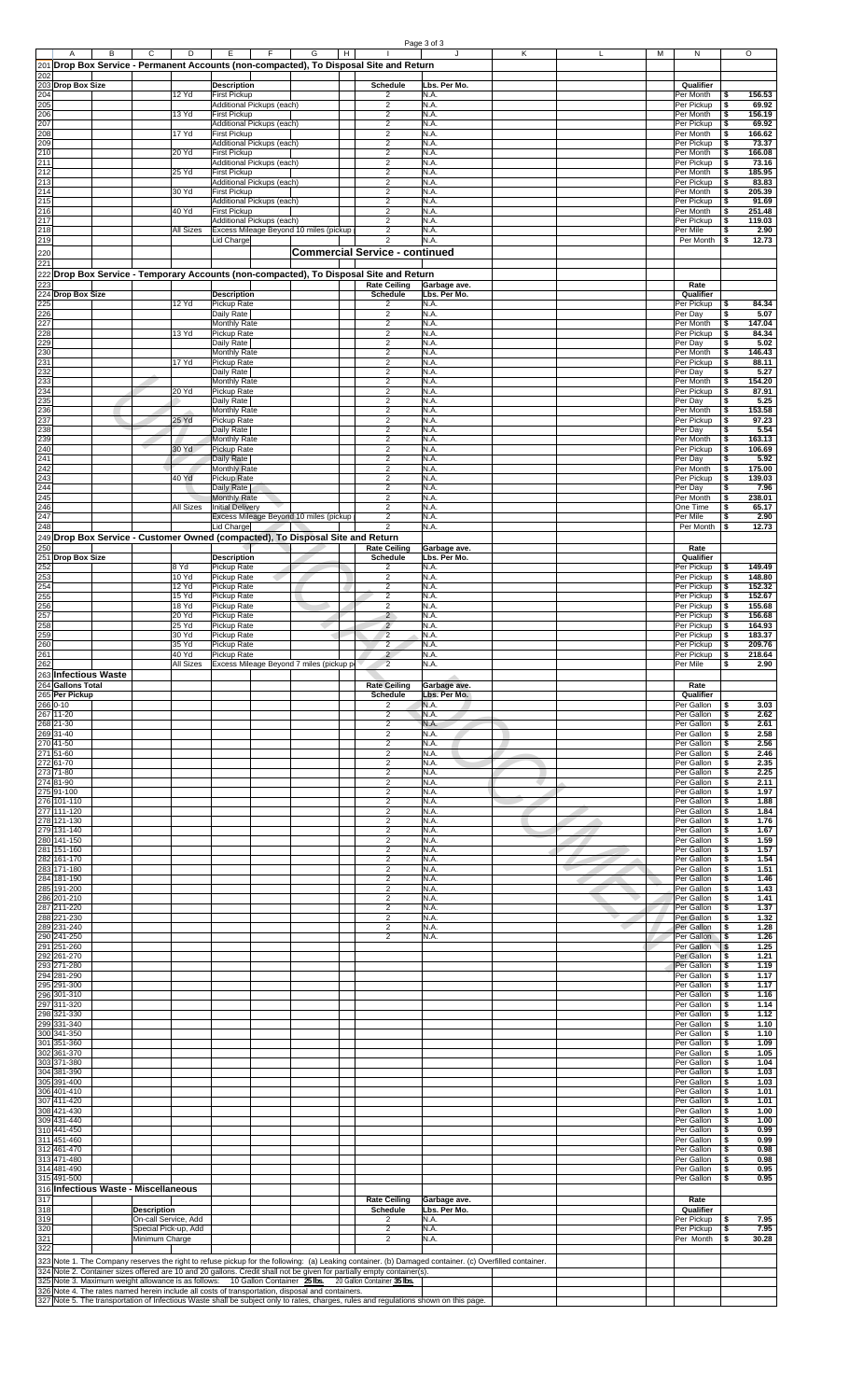## Drop Box Service - Permanent Accounts (non-compacted), To Disposal Site and Return

| Drop Box Size | Description | Schedule | Lbs. Per Mo. | Qualifier | |
|---|---|---|---|---|---|
| 12 Yd | First Pickup | 2 | N.A. | Per Month | $ 156.53 |
| | Additional Pickups (each) | 2 | N.A. | Per Pickup | $ 69.92 |
| 13 Yd | First Pickup | 2 | N.A. | Per Month | $ 156.19 |
| | Additional Pickups (each) | 2 | N.A. | Per Pickup | $ 69.92 |
| 17 Yd | First Pickup | 2 | N.A. | Per Month | $ 166.62 |
| | Additional Pickups (each) | 2 | N.A. | Per Pickup | $ 73.37 |
| 20 Yd | First Pickup | 2 | N.A. | Per Month | $ 166.08 |
| | Additional Pickups (each) | 2 | N.A. | Per Pickup | $ 73.16 |
| 25 Yd | First Pickup | 2 | N.A. | Per Month | $ 185.95 |
| | Additional Pickups (each) | 2 | N.A. | Per Pickup | $ 83.83 |
| 30 Yd | First Pickup | 2 | N.A. | Per Month | $ 205.39 |
| | Additional Pickups (each) | 2 | N.A. | Per Pickup | $ 91.69 |
| 40 Yd | First Pickup | 2 | N.A. | Per Month | $ 251.48 |
| | Additional Pickups (each) | 2 | N.A. | Per Pickup | $ 119.03 |
| All Sizes | Excess Mileage Beyond 10 miles (pickup | 2 | N.A. | Per Mile | $ 2.90 |
| | Lid Charge | 2 | N.A. | Per Month | $ 12.73 |

## Commercial Service - continued

## Drop Box Service - Temporary Accounts (non-compacted), To Disposal Site and Return

| Drop Box Size | Description | Rate Ceiling Schedule | Garbage ave. Lbs. Per Mo. | Rate Qualifier | |
|---|---|---|---|---|---|
| 12 Yd | Pickup Rate | 2 | N.A. | Per Pickup | $ 84.34 |
| | Daily Rate | 2 | N.A. | Per Day | $ 5.07 |
| | Monthly Rate | 2 | N.A. | Per Month | $ 147.04 |
| 13 Yd | Pickup Rate | 2 | N.A. | Per Pickup | $ 84.34 |
| | Daily Rate | 2 | N.A. | Per Day | $ 5.02 |
| | Monthly Rate | 2 | N.A. | Per Month | $ 146.43 |
| 17 Yd | Pickup Rate | 2 | N.A. | Per Pickup | $ 88.11 |
| | Daily Rate | 2 | N.A. | Per Day | $ 5.27 |
| | Monthly Rate | 2 | N.A. | Per Month | $ 154.20 |
| 20 Yd | Pickup Rate | 2 | N.A. | Per Pickup | $ 87.91 |
| | Daily Rate | 2 | N.A. | Per Day | $ 5.25 |
| | Monthly Rate | 2 | N.A. | Per Month | $ 153.58 |
| 25 Yd | Pickup Rate | 2 | N.A. | Per Pickup | $ 97.23 |
| | Daily Rate | 2 | N.A. | Per Day | $ 5.54 |
| | Monthly Rate | 2 | N.A. | Per Month | $ 163.13 |
| 30 Yd | Pickup Rate | 2 | N.A. | Per Pickup | $ 106.69 |
| | Daily Rate | 2 | N.A. | Per Day | $ 5.92 |
| | Monthly Rate | 2 | N.A. | Per Month | $ 175.00 |
| 40 Yd | Pickup Rate | 2 | N.A. | Per Pickup | $ 139.03 |
| | Daily Rate | 2 | N.A. | Per Day | $ 7.96 |
| | Monthly Rate | 2 | N.A. | Per Month | $ 238.01 |
| All Sizes | Initial Delivery | 2 | N.A. | One Time | $ 65.17 |
| | Excess Mileage Beyond 10 miles (pickup | 2 | N.A. | Per Mile | $ 2.90 |
| | Lid Charge | 2 | N.A. | Per Month | $ 12.73 |

## Drop Box Service - Customer Owned (compacted), To Disposal Site and Return

| Drop Box Size | Description | Rate Ceiling Schedule | Garbage ave. Lbs. Per Mo. | Rate Qualifier | |
|---|---|---|---|---|---|
| 8 Yd | Pickup Rate | 2 | N.A. | Per Pickup | $ 149.49 |
| 10 Yd | Pickup Rate | 2 | N.A. | Per Pickup | $ 148.80 |
| 12 Yd | Pickup Rate | 2 | N.A. | Per Pickup | $ 152.32 |
| 15 Yd | Pickup Rate | 2 | N.A. | Per Pickup | $ 152.67 |
| 18 Yd | Pickup Rate | 2 | N.A. | Per Pickup | $ 155.68 |
| 20 Yd | Pickup Rate | 2 | N.A. | Per Pickup | $ 156.68 |
| 25 Yd | Pickup Rate | 2 | N.A. | Per Pickup | $ 164.93 |
| 30 Yd | Pickup Rate | 2 | N.A. | Per Pickup | $ 183.37 |
| 35 Yd | Pickup Rate | 2 | N.A. | Per Pickup | $ 209.76 |
| 40 Yd | Pickup Rate | 2 | N.A. | Per Pickup | $ 218.64 |
| All Sizes | Excess Mileage Beyond 7 miles (pickup p | 2 | N.A. | Per Mile | $ 2.90 |

## Infectious Waste

| Gallons Total Per Pickup | Rate Ceiling Schedule | Garbage ave. Lbs. Per Mo. | Rate Qualifier | |
|---|---|---|---|---|
| 0-10 | 2 | N.A. | Per Gallon | $ 3.03 |
| 11-20 | 2 | N.A. | Per Gallon | $ 2.62 |
| 21-30 | 2 | N.A. | Per Gallon | $ 2.61 |
| 31-40 | 2 | N.A. | Per Gallon | $ 2.58 |
| 41-50 | 2 | N.A. | Per Gallon | $ 2.56 |
| 51-60 | 2 | N.A. | Per Gallon | $ 2.46 |
| 61-70 | 2 | N.A. | Per Gallon | $ 2.35 |
| 71-80 | 2 | N.A. | Per Gallon | $ 2.25 |
| 81-90 | 2 | N.A. | Per Gallon | $ 2.11 |
| 91-100 | 2 | N.A. | Per Gallon | $ 1.97 |
| 101-110 | 2 | N.A. | Per Gallon | $ 1.88 |
| 111-120 | 2 | N.A. | Per Gallon | $ 1.84 |
| 121-130 | 2 | N.A. | Per Gallon | $ 1.76 |
| 131-140 | 2 | N.A. | Per Gallon | $ 1.67 |
| 141-150 | 2 | N.A. | Per Gallon | $ 1.59 |
| 151-160 | 2 | N.A. | Per Gallon | $ 1.57 |
| 161-170 | 2 | N.A. | Per Gallon | $ 1.54 |
| 171-180 | 2 | N.A. | Per Gallon | $ 1.51 |
| 181-190 | 2 | N.A. | Per Gallon | $ 1.46 |
| 191-200 | 2 | N.A. | Per Gallon | $ 1.43 |
| 201-210 | 2 | N.A. | Per Gallon | $ 1.41 |
| 211-220 | 2 | N.A. | Per Gallon | $ 1.37 |
| 221-230 | 2 | N.A. | Per Gallon | $ 1.32 |
| 231-240 | 2 | N.A. | Per Gallon | $ 1.28 |
| 241-250 | 2 | N.A. | Per Gallon | $ 1.26 |
| 251-260 | | | Per Gallon | $ 1.25 |
| 261-270 | | | Per Gallon | $ 1.21 |
| 271-280 | | | Per Gallon | $ 1.19 |
| 281-290 | | | Per Gallon | $ 1.17 |
| 291-300 | | | Per Gallon | $ 1.17 |
| 301-310 | | | Per Gallon | $ 1.16 |
| 311-320 | | | Per Gallon | $ 1.14 |
| 321-330 | | | Per Gallon | $ 1.12 |
| 331-340 | | | Per Gallon | $ 1.10 |
| 341-350 | | | Per Gallon | $ 1.10 |
| 351-360 | | | Per Gallon | $ 1.09 |
| 361-370 | | | Per Gallon | $ 1.05 |
| 371-380 | | | Per Gallon | $ 1.04 |
| 381-390 | | | Per Gallon | $ 1.03 |
| 391-400 | | | Per Gallon | $ 1.03 |
| 401-410 | | | Per Gallon | $ 1.01 |
| 411-420 | | | Per Gallon | $ 1.01 |
| 421-430 | | | Per Gallon | $ 1.00 |
| 431-440 | | | Per Gallon | $ 1.00 |
| 441-450 | | | Per Gallon | $ 0.99 |
| 451-460 | | | Per Gallon | $ 0.99 |
| 461-470 | | | Per Gallon | $ 0.98 |
| 471-480 | | | Per Gallon | $ 0.98 |
| 481-490 | | | Per Gallon | $ 0.95 |
| 491-500 | | | Per Gallon | $ 0.95 |

## Infectious Waste - Miscellaneous

| Description | Rate Ceiling Schedule | Garbage ave. Lbs. Per Mo. | Rate Qualifier | |
|---|---|---|---|---|
| On-call Service, Add | 2 | N.A. | Per Pickup | $ 7.95 |
| Special Pick-up, Add | 2 | N.A. | Per Pickup | $ 7.95 |
| Minimum Charge | 2 | N.A. | Per Month | $ 30.28 |

Note 1. The Company reserves the right to refuse pickup for the following: (a) Leaking container. (b) Damaged container. (c) Overfilled container.

Note 2. Container sizes offered are 10 and 20 gallons. Credit shall not be given for partially empty container(s).

Note 3. Maximum weight allowance is as follows: 10 Gallon Container **25 lbs.** 20 Gallon Container **35 lbs.**

Note 4. The rates named herein include all costs of transportation, disposal and containers.

Note 5. The transportation of Infectious Waste shall be subject only to rates, charges, rules and regulations shown on this page.